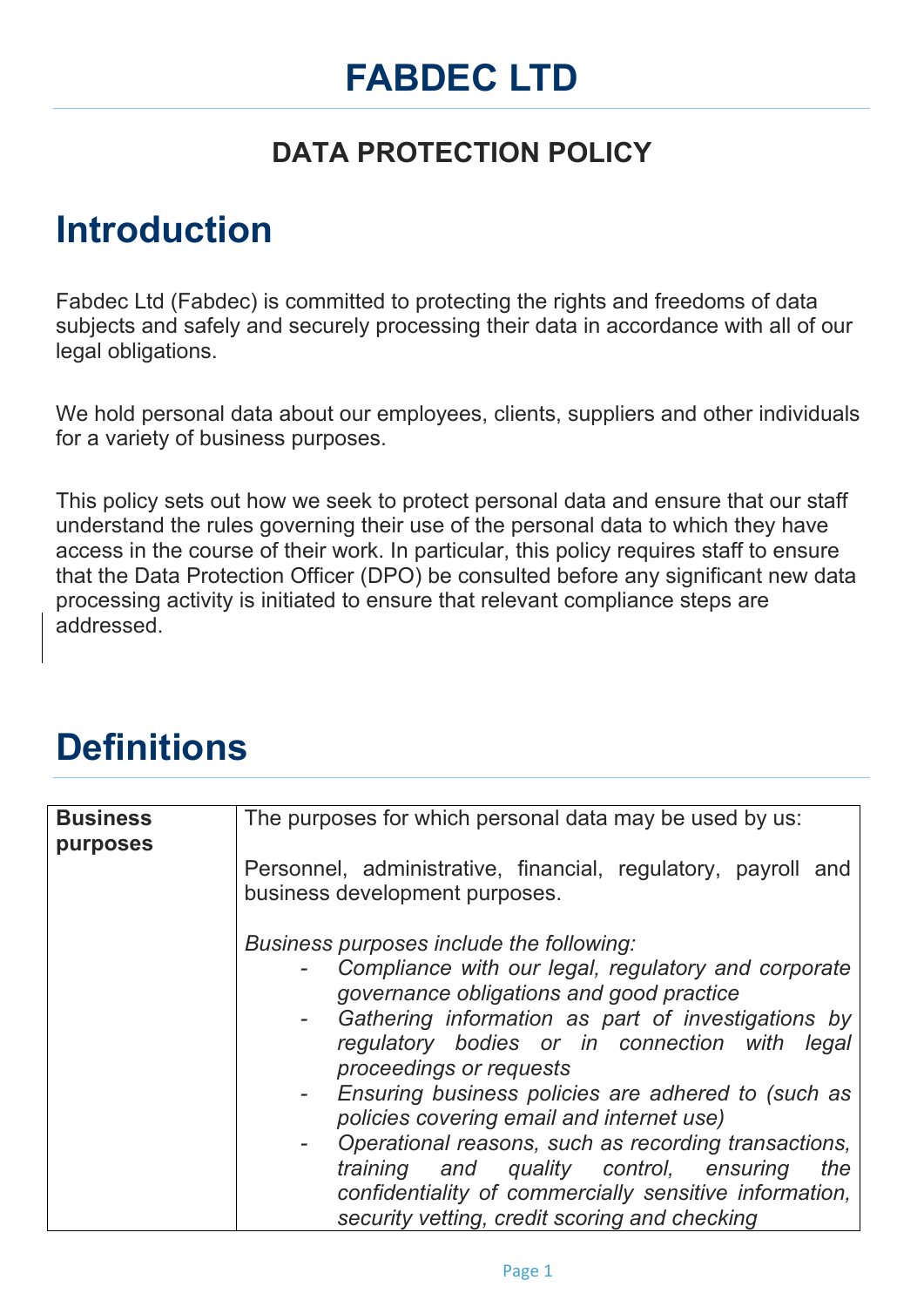# FABDEC LTD

## DATA PROTECTION POLICY

# Introduction

Fabdec Ltd (Fabdec) is committed to protecting the rights and freedoms of data subjects and safely and securely processing their data in accordance with all of our legal obligations.

We hold personal data about our employees, clients, suppliers and other individuals for a variety of business purposes.

This policy sets out how we seek to protect personal data and ensure that our staff understand the rules governing their use of the personal data to which they have access in the course of their work. In particular, this policy requires staff to ensure that the Data Protection Officer (DPO) be consulted before any significant new data processing activity is initiated to ensure that relevant compliance steps are addressed.

# Definitions

| | |
|---|---|
| **Business purposes** | The purposes for which personal data may be used by us:<br><br>Personnel, administrative, financial, regulatory, payroll and business development purposes.<br><br>*Business purposes include the following:*<br>- *Compliance with our legal, regulatory and corporate governance obligations and good practice*<br>- *Gathering information as part of investigations by regulatory bodies or in connection with legal proceedings or requests*<br>- *Ensuring business policies are adhered to (such as policies covering email and internet use)*<br>- *Operational reasons, such as recording transactions, training and quality control, ensuring the confidentiality of commercially sensitive information, security vetting, credit scoring and checking* |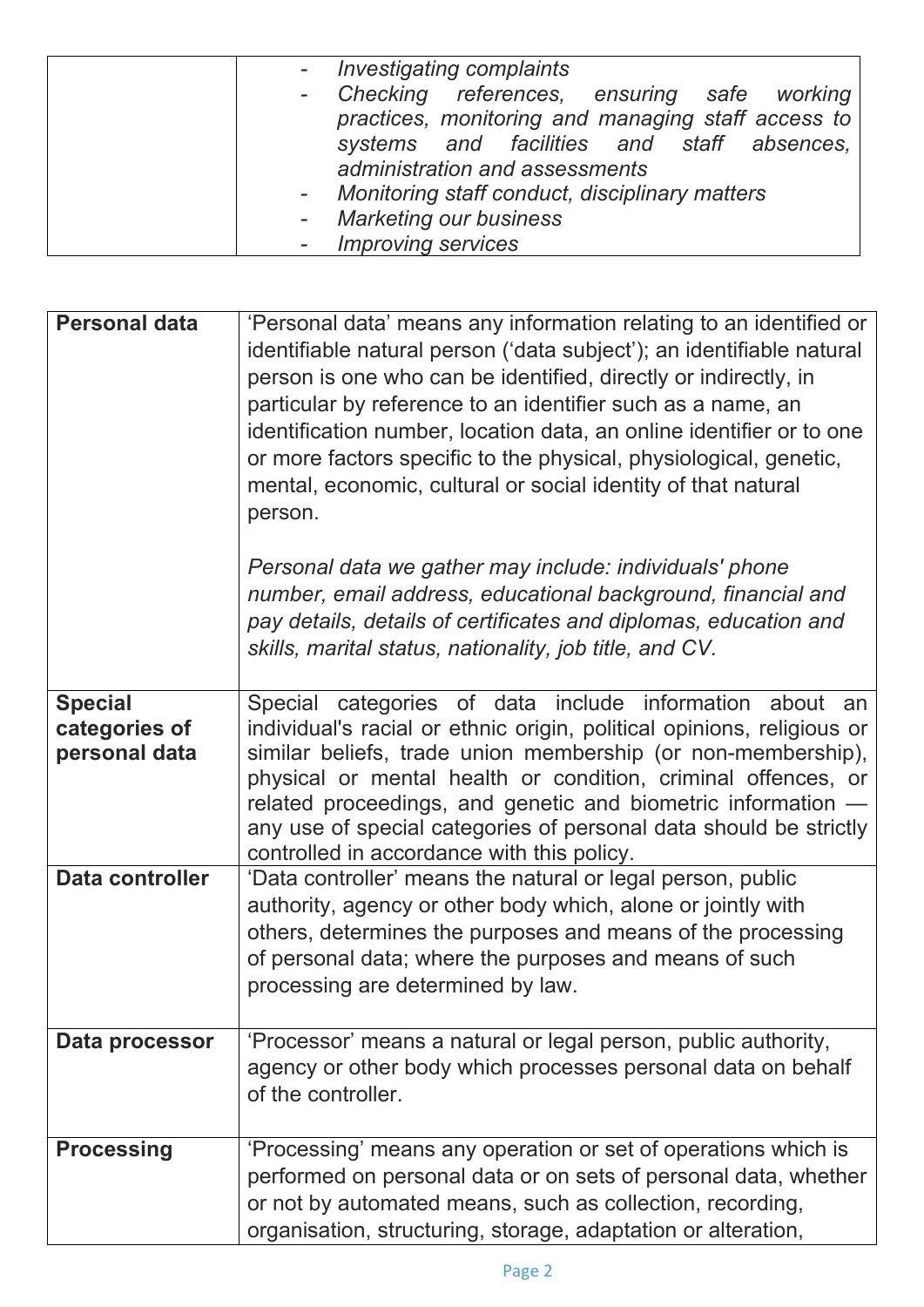| | |
|---|---|
| | - *Investigating complaints*<br>- *Checking references, ensuring safe working practices, monitoring and managing staff access to systems and facilities and staff absences, administration and assessments*<br>- *Monitoring staff conduct, disciplinary matters*<br>- *Marketing our business*<br>- *Improving services* |

| | |
|---|---|
| **Personal data** | 'Personal data' means any information relating to an identified or identifiable natural person ('data subject'); an identifiable natural person is one who can be identified, directly or indirectly, in particular by reference to an identifier such as a name, an identification number, location data, an online identifier or to one or more factors specific to the physical, physiological, genetic, mental, economic, cultural or social identity of that natural person.<br><br>*Personal data we gather may include: individuals' phone number, email address, educational background, financial and pay details, details of certificates and diplomas, education and skills, marital status, nationality, job title, and CV.* |
| **Special categories of personal data** | Special categories of data include information about an individual's racial or ethnic origin, political opinions, religious or similar beliefs, trade union membership (or non-membership), physical or mental health or condition, criminal offences, or related proceedings, and genetic and biometric information — any use of special categories of personal data should be strictly controlled in accordance with this policy. |
| **Data controller** | 'Data controller' means the natural or legal person, public authority, agency or other body which, alone or jointly with others, determines the purposes and means of the processing of personal data; where the purposes and means of such processing are determined by law. |
| **Data processor** | 'Processor' means a natural or legal person, public authority, agency or other body which processes personal data on behalf of the controller. |
| **Processing** | 'Processing' means any operation or set of operations which is performed on personal data or on sets of personal data, whether or not by automated means, such as collection, recording, organisation, structuring, storage, adaptation or alteration, |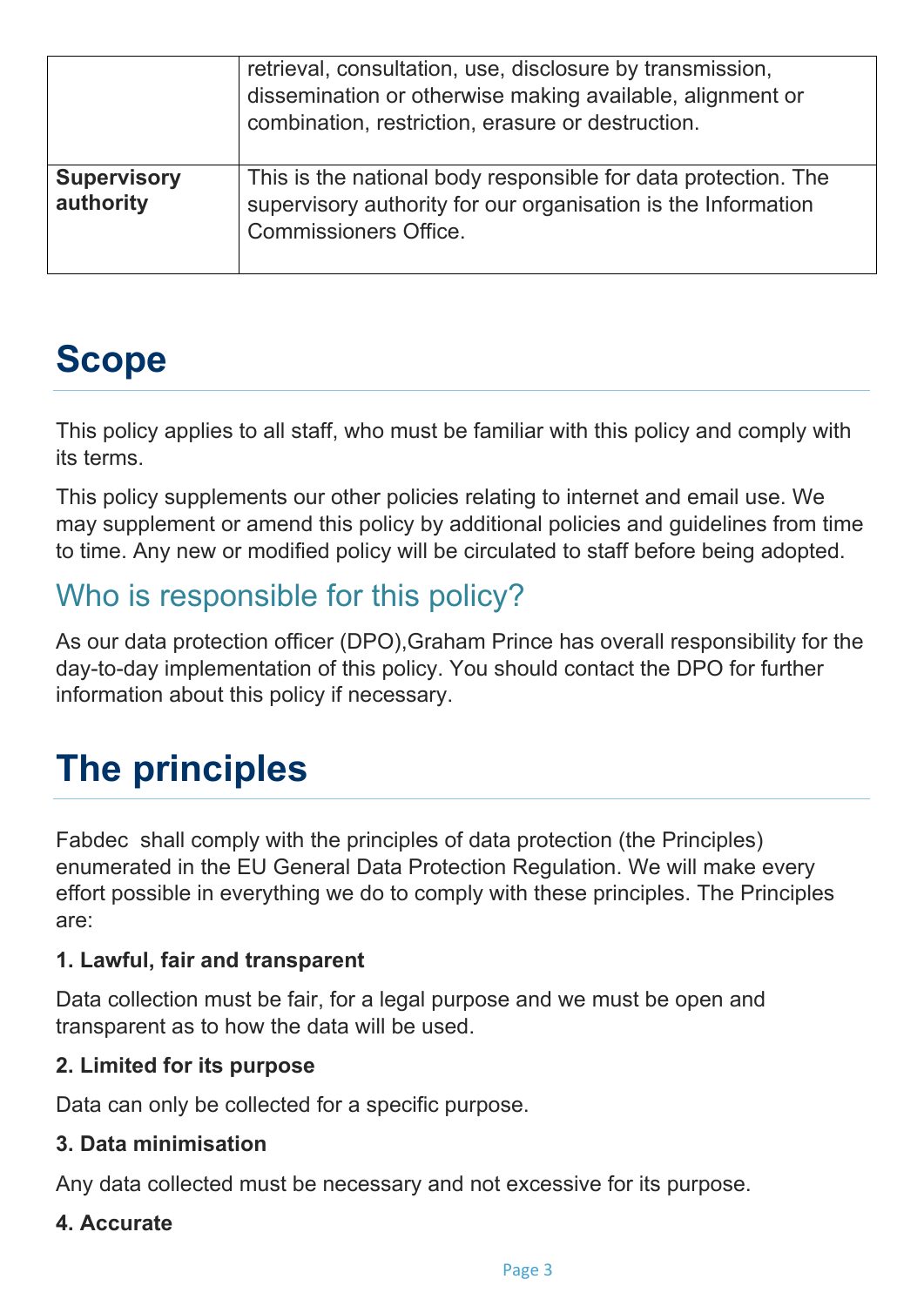|  |  |
|---|---|
|  | retrieval, consultation, use, disclosure by transmission, dissemination or otherwise making available, alignment or combination, restriction, erasure or destruction. |
| **Supervisory authority** | This is the national body responsible for data protection. The supervisory authority for our organisation is the Information Commissioners Office. |

# Scope

This policy applies to all staff, who must be familiar with this policy and comply with its terms.

This policy supplements our other policies relating to internet and email use. We may supplement or amend this policy by additional policies and guidelines from time to time. Any new or modified policy will be circulated to staff before being adopted.

## Who is responsible for this policy?

As our data protection officer (DPO),Graham Prince has overall responsibility for the day-to-day implementation of this policy. You should contact the DPO for further information about this policy if necessary.

# The principles

Fabdec shall comply with the principles of data protection (the Principles) enumerated in the EU General Data Protection Regulation. We will make every effort possible in everything we do to comply with these principles. The Principles are:

**1. Lawful, fair and transparent**

Data collection must be fair, for a legal purpose and we must be open and transparent as to how the data will be used.

**2. Limited for its purpose**

Data can only be collected for a specific purpose.

**3. Data minimisation**

Any data collected must be necessary and not excessive for its purpose.

**4. Accurate**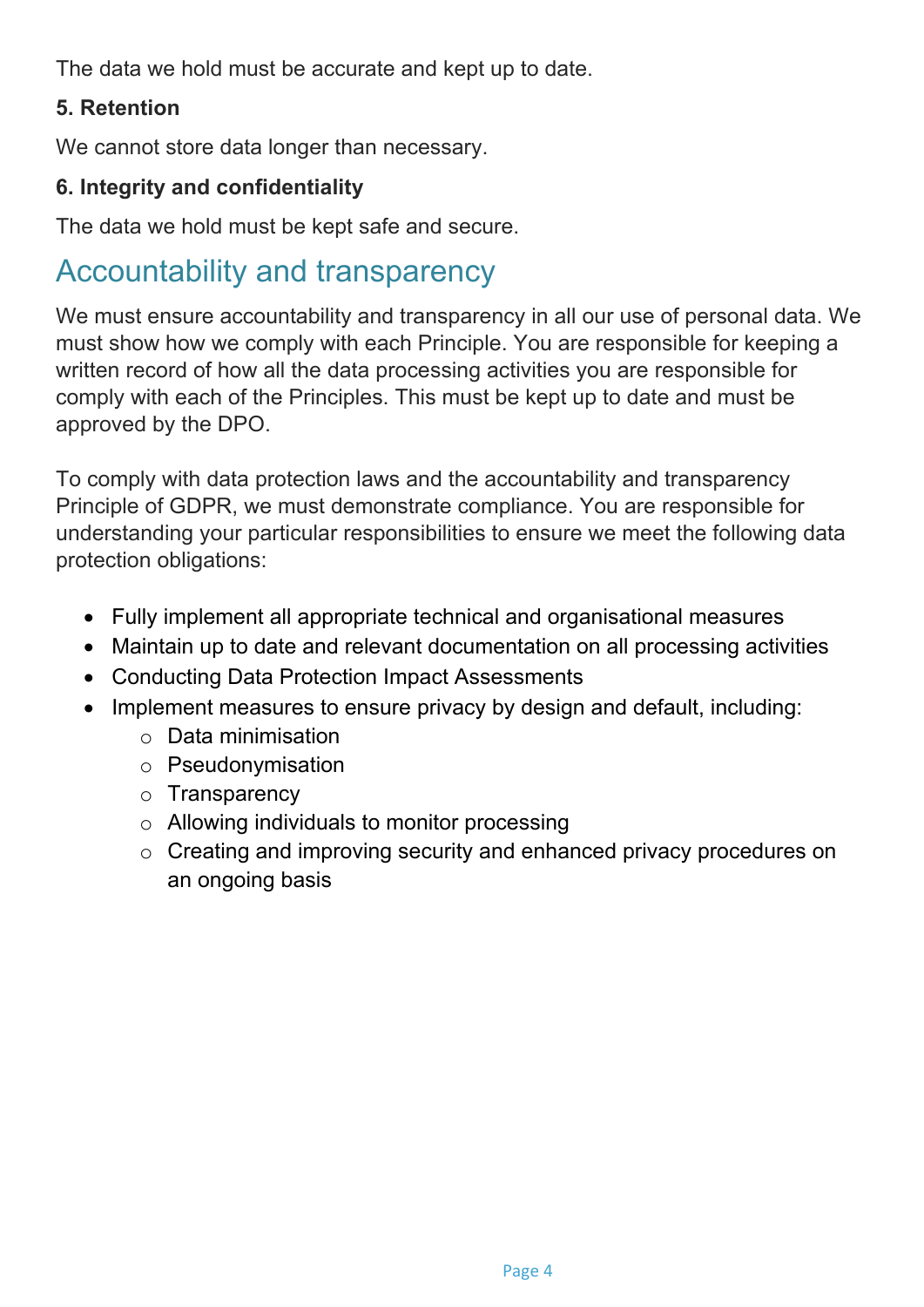The data we hold must be accurate and kept up to date.

**5. Retention**

We cannot store data longer than necessary.

**6. Integrity and confidentiality**

The data we hold must be kept safe and secure.

## Accountability and transparency

We must ensure accountability and transparency in all our use of personal data. We must show how we comply with each Principle. You are responsible for keeping a written record of how all the data processing activities you are responsible for comply with each of the Principles. This must be kept up to date and must be approved by the DPO.

To comply with data protection laws and the accountability and transparency Principle of GDPR, we must demonstrate compliance. You are responsible for understanding your particular responsibilities to ensure we meet the following data protection obligations:

- Fully implement all appropriate technical and organisational measures
- Maintain up to date and relevant documentation on all processing activities
- Conducting Data Protection Impact Assessments
- Implement measures to ensure privacy by design and default, including:
    - Data minimisation
    - Pseudonymisation
    - Transparency
    - Allowing individuals to monitor processing
    - Creating and improving security and enhanced privacy procedures on an ongoing basis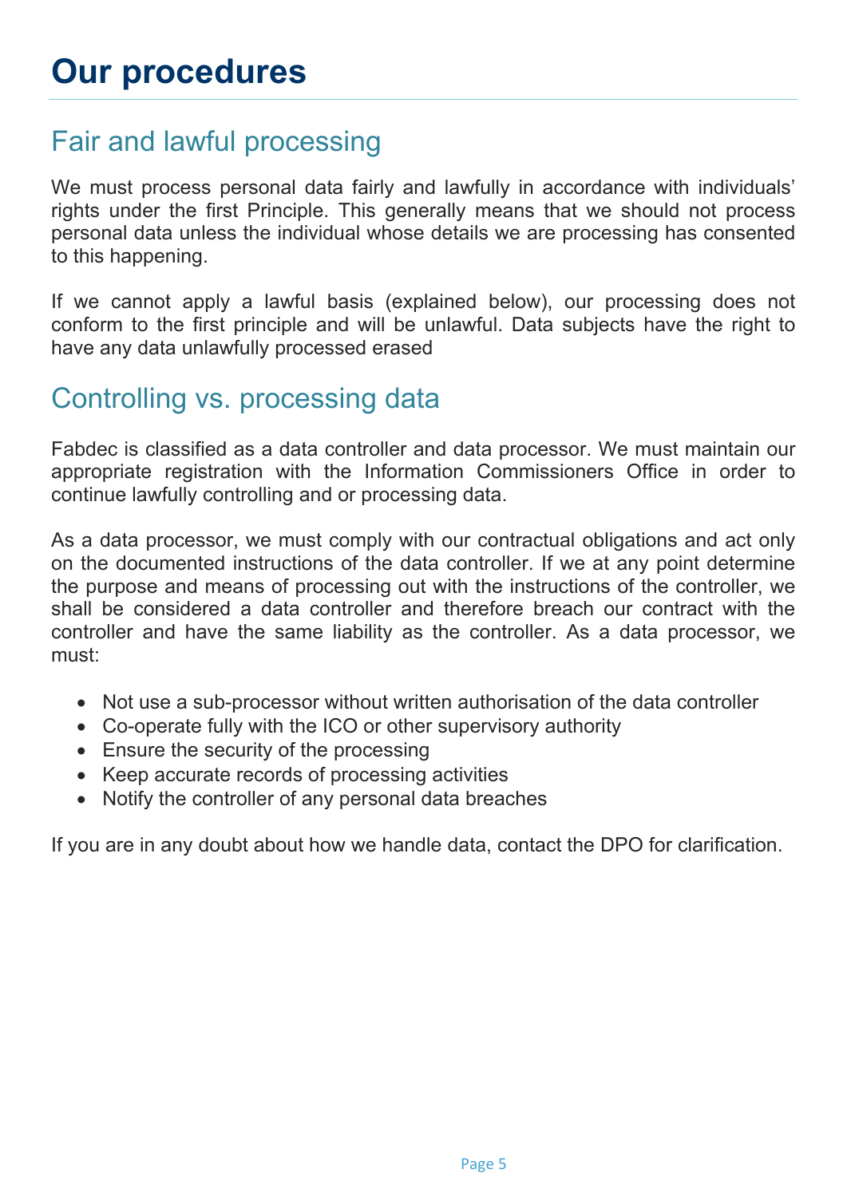# Our procedures

## Fair and lawful processing

We must process personal data fairly and lawfully in accordance with individuals' rights under the first Principle. This generally means that we should not process personal data unless the individual whose details we are processing has consented to this happening.

If we cannot apply a lawful basis (explained below), our processing does not conform to the first principle and will be unlawful. Data subjects have the right to have any data unlawfully processed erased

## Controlling vs. processing data

Fabdec is classified as a data controller and data processor. We must maintain our appropriate registration with the Information Commissioners Office in order to continue lawfully controlling and or processing data.

As a data processor, we must comply with our contractual obligations and act only on the documented instructions of the data controller. If we at any point determine the purpose and means of processing out with the instructions of the controller, we shall be considered a data controller and therefore breach our contract with the controller and have the same liability as the controller. As a data processor, we must:

- Not use a sub-processor without written authorisation of the data controller
- Co-operate fully with the ICO or other supervisory authority
- Ensure the security of the processing
- Keep accurate records of processing activities
- Notify the controller of any personal data breaches

If you are in any doubt about how we handle data, contact the DPO for clarification.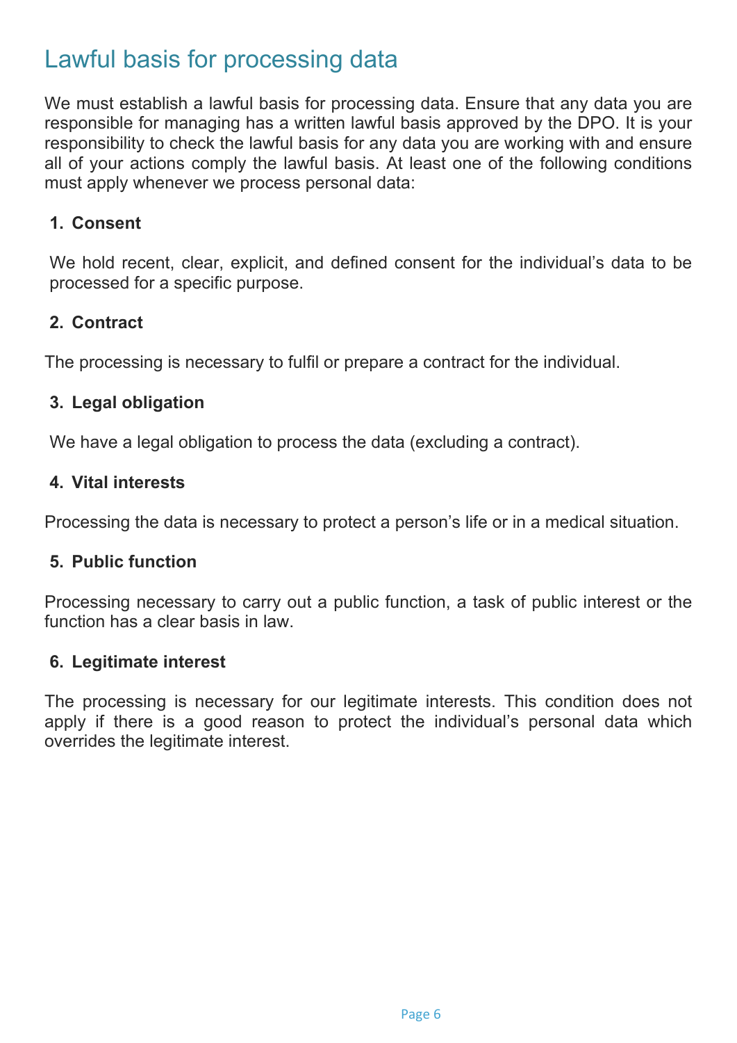# Lawful basis for processing data

We must establish a lawful basis for processing data. Ensure that any data you are responsible for managing has a written lawful basis approved by the DPO. It is your responsibility to check the lawful basis for any data you are working with and ensure all of your actions comply the lawful basis. At least one of the following conditions must apply whenever we process personal data:

1. **Consent**

We hold recent, clear, explicit, and defined consent for the individual's data to be processed for a specific purpose.

2. **Contract**

The processing is necessary to fulfil or prepare a contract for the individual.

3. **Legal obligation**

We have a legal obligation to process the data (excluding a contract).

4. **Vital interests**

Processing the data is necessary to protect a person's life or in a medical situation.

5. **Public function**

Processing necessary to carry out a public function, a task of public interest or the function has a clear basis in law.

6. **Legitimate interest**

The processing is necessary for our legitimate interests. This condition does not apply if there is a good reason to protect the individual's personal data which overrides the legitimate interest.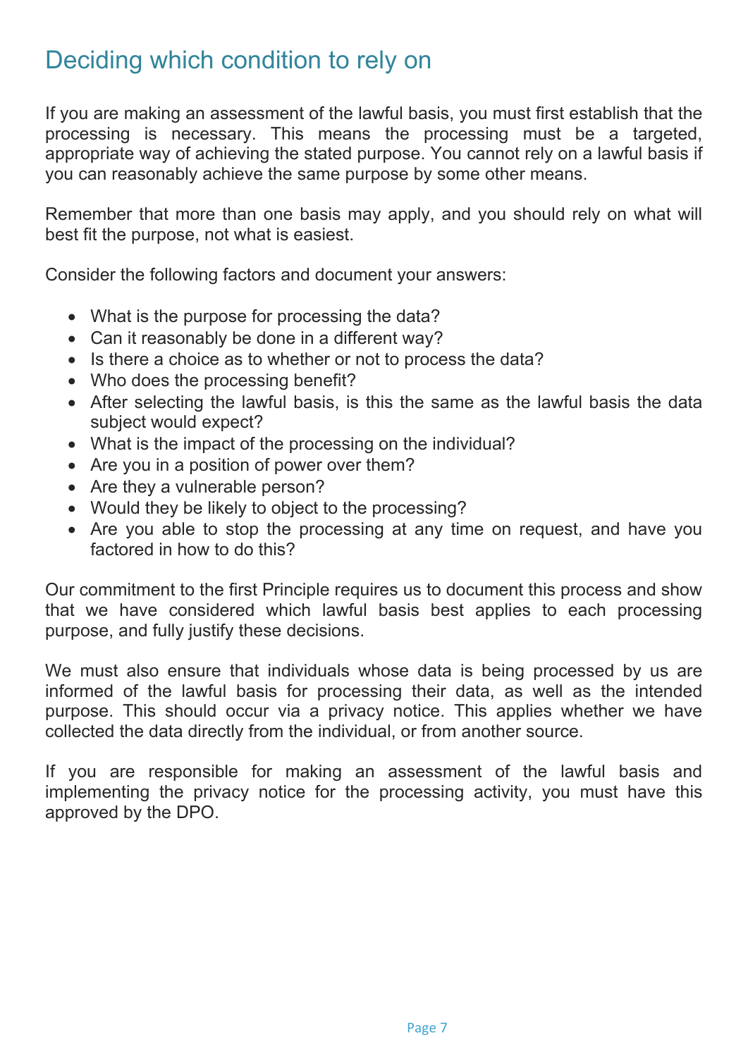## Deciding which condition to rely on

If you are making an assessment of the lawful basis, you must first establish that the processing is necessary. This means the processing must be a targeted, appropriate way of achieving the stated purpose. You cannot rely on a lawful basis if you can reasonably achieve the same purpose by some other means.

Remember that more than one basis may apply, and you should rely on what will best fit the purpose, not what is easiest.

Consider the following factors and document your answers:

- What is the purpose for processing the data?
- Can it reasonably be done in a different way?
- Is there a choice as to whether or not to process the data?
- Who does the processing benefit?
- After selecting the lawful basis, is this the same as the lawful basis the data subject would expect?
- What is the impact of the processing on the individual?
- Are you in a position of power over them?
- Are they a vulnerable person?
- Would they be likely to object to the processing?
- Are you able to stop the processing at any time on request, and have you factored in how to do this?

Our commitment to the first Principle requires us to document this process and show that we have considered which lawful basis best applies to each processing purpose, and fully justify these decisions.

We must also ensure that individuals whose data is being processed by us are informed of the lawful basis for processing their data, as well as the intended purpose. This should occur via a privacy notice. This applies whether we have collected the data directly from the individual, or from another source.

If you are responsible for making an assessment of the lawful basis and implementing the privacy notice for the processing activity, you must have this approved by the DPO.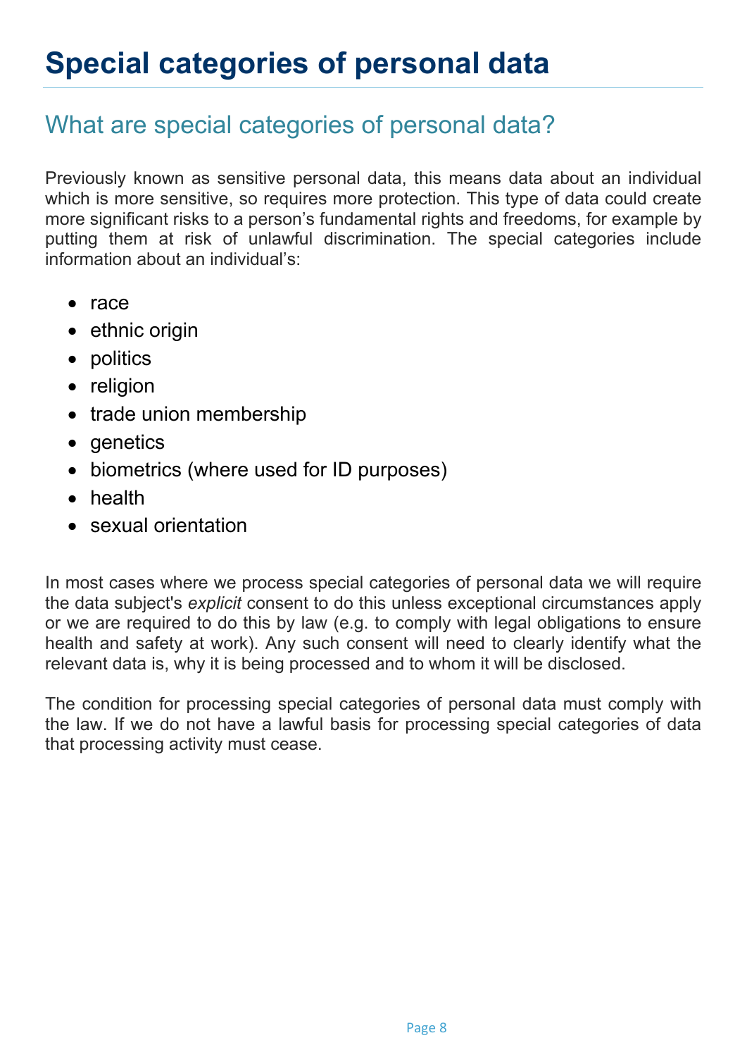# Special categories of personal data

## What are special categories of personal data?

Previously known as sensitive personal data, this means data about an individual which is more sensitive, so requires more protection. This type of data could create more significant risks to a person's fundamental rights and freedoms, for example by putting them at risk of unlawful discrimination. The special categories include information about an individual's:

- race
- ethnic origin
- politics
- religion
- trade union membership
- genetics
- biometrics (where used for ID purposes)
- health
- sexual orientation

In most cases where we process special categories of personal data we will require the data subject's *explicit* consent to do this unless exceptional circumstances apply or we are required to do this by law (e.g. to comply with legal obligations to ensure health and safety at work). Any such consent will need to clearly identify what the relevant data is, why it is being processed and to whom it will be disclosed.

The condition for processing special categories of personal data must comply with the law. If we do not have a lawful basis for processing special categories of data that processing activity must cease.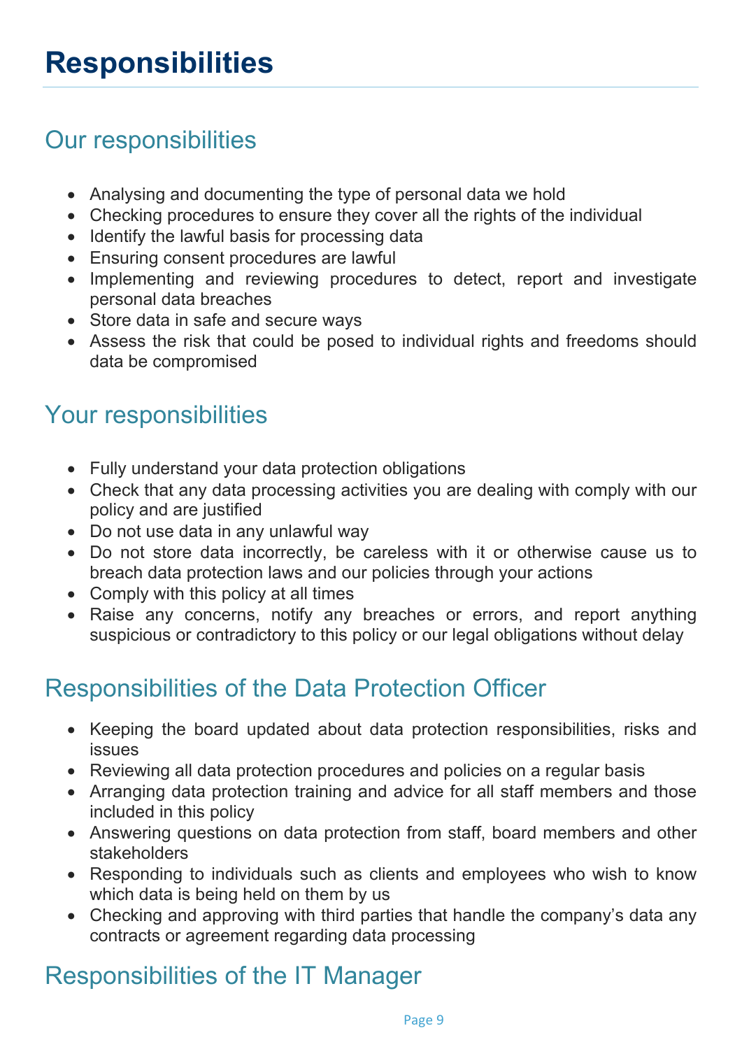# Responsibilities

## Our responsibilities

- Analysing and documenting the type of personal data we hold
- Checking procedures to ensure they cover all the rights of the individual
- Identify the lawful basis for processing data
- Ensuring consent procedures are lawful
- Implementing and reviewing procedures to detect, report and investigate personal data breaches
- Store data in safe and secure ways
- Assess the risk that could be posed to individual rights and freedoms should data be compromised

## Your responsibilities

- Fully understand your data protection obligations
- Check that any data processing activities you are dealing with comply with our policy and are justified
- Do not use data in any unlawful way
- Do not store data incorrectly, be careless with it or otherwise cause us to breach data protection laws and our policies through your actions
- Comply with this policy at all times
- Raise any concerns, notify any breaches or errors, and report anything suspicious or contradictory to this policy or our legal obligations without delay

## Responsibilities of the Data Protection Officer

- Keeping the board updated about data protection responsibilities, risks and issues
- Reviewing all data protection procedures and policies on a regular basis
- Arranging data protection training and advice for all staff members and those included in this policy
- Answering questions on data protection from staff, board members and other stakeholders
- Responding to individuals such as clients and employees who wish to know which data is being held on them by us
- Checking and approving with third parties that handle the company's data any contracts or agreement regarding data processing

## Responsibilities of the IT Manager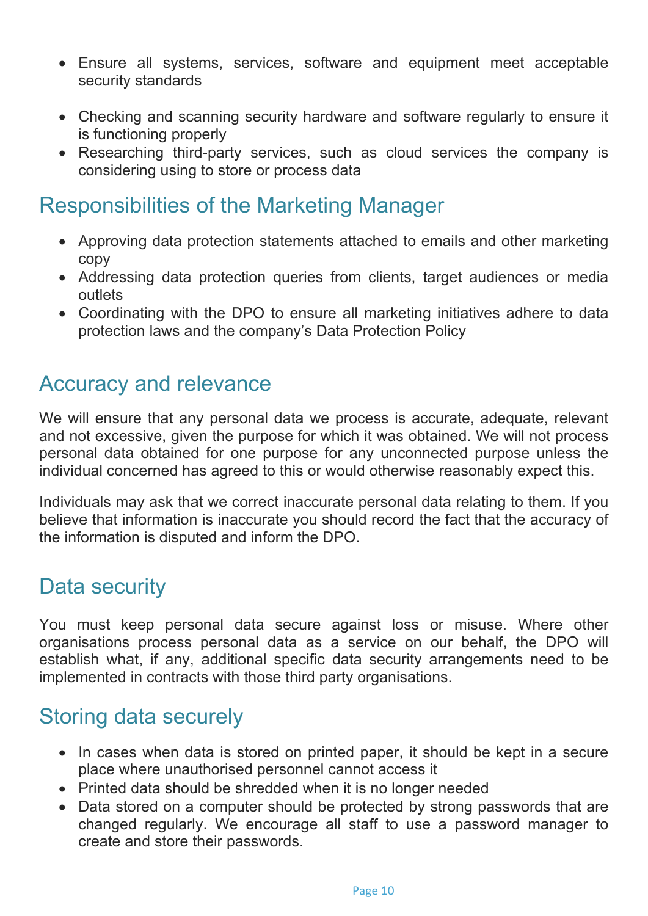- Ensure all systems, services, software and equipment meet acceptable security standards

- Checking and scanning security hardware and software regularly to ensure it is functioning properly
- Researching third-party services, such as cloud services the company is considering using to store or process data

## Responsibilities of the Marketing Manager

- Approving data protection statements attached to emails and other marketing copy
- Addressing data protection queries from clients, target audiences or media outlets
- Coordinating with the DPO to ensure all marketing initiatives adhere to data protection laws and the company's Data Protection Policy

## Accuracy and relevance

We will ensure that any personal data we process is accurate, adequate, relevant and not excessive, given the purpose for which it was obtained. We will not process personal data obtained for one purpose for any unconnected purpose unless the individual concerned has agreed to this or would otherwise reasonably expect this.

Individuals may ask that we correct inaccurate personal data relating to them. If you believe that information is inaccurate you should record the fact that the accuracy of the information is disputed and inform the DPO.

## Data security

You must keep personal data secure against loss or misuse. Where other organisations process personal data as a service on our behalf, the DPO will establish what, if any, additional specific data security arrangements need to be implemented in contracts with those third party organisations.

## Storing data securely

- In cases when data is stored on printed paper, it should be kept in a secure place where unauthorised personnel cannot access it
- Printed data should be shredded when it is no longer needed
- Data stored on a computer should be protected by strong passwords that are changed regularly. We encourage all staff to use a password manager to create and store their passwords.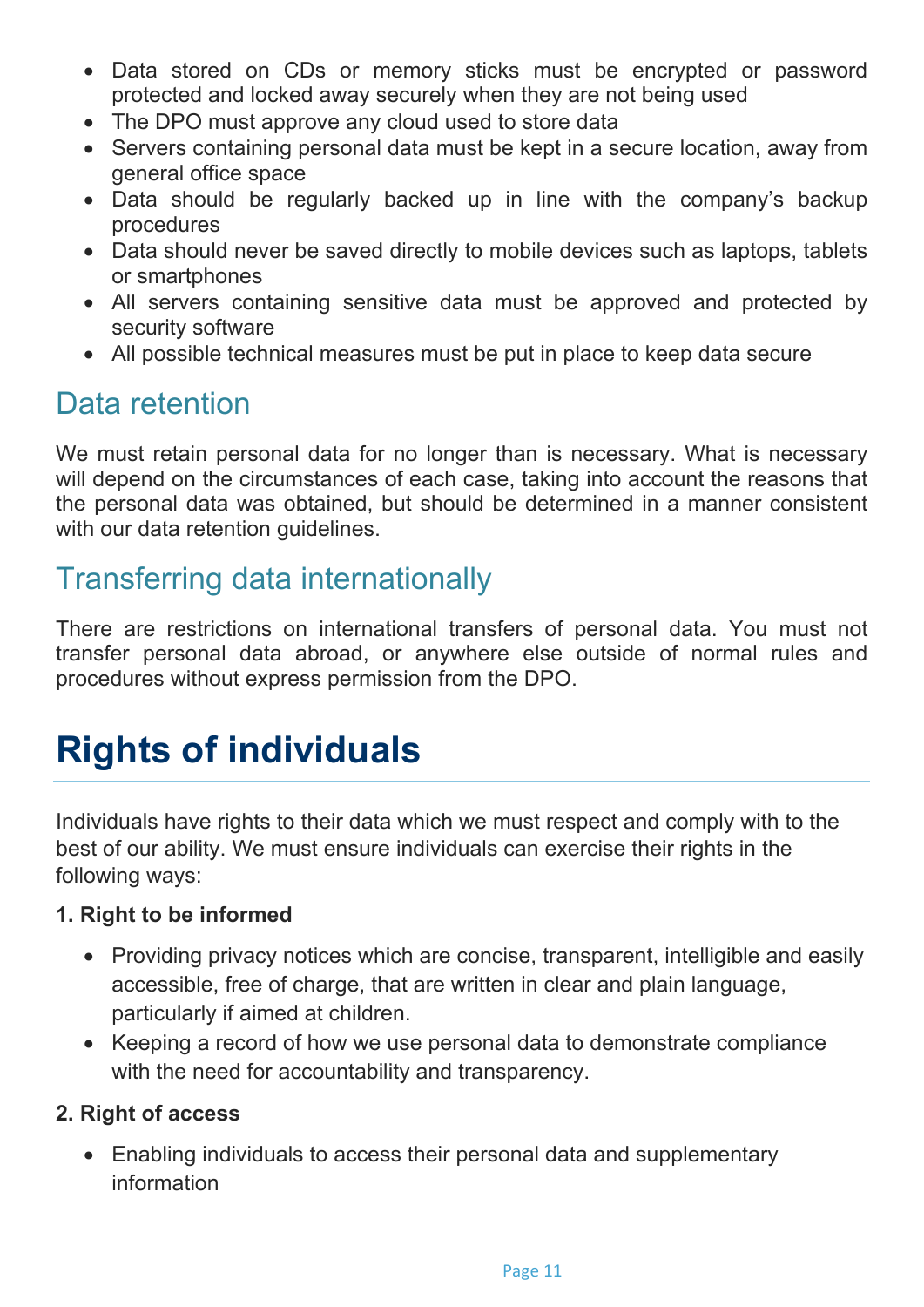- Data stored on CDs or memory sticks must be encrypted or password protected and locked away securely when they are not being used
- The DPO must approve any cloud used to store data
- Servers containing personal data must be kept in a secure location, away from general office space
- Data should be regularly backed up in line with the company's backup procedures
- Data should never be saved directly to mobile devices such as laptops, tablets or smartphones
- All servers containing sensitive data must be approved and protected by security software
- All possible technical measures must be put in place to keep data secure

## Data retention

We must retain personal data for no longer than is necessary. What is necessary will depend on the circumstances of each case, taking into account the reasons that the personal data was obtained, but should be determined in a manner consistent with our data retention guidelines.

## Transferring data internationally

There are restrictions on international transfers of personal data. You must not transfer personal data abroad, or anywhere else outside of normal rules and procedures without express permission from the DPO.

# Rights of individuals

Individuals have rights to their data which we must respect and comply with to the best of our ability. We must ensure individuals can exercise their rights in the following ways:

**1. Right to be informed**

- Providing privacy notices which are concise, transparent, intelligible and easily accessible, free of charge, that are written in clear and plain language, particularly if aimed at children.
- Keeping a record of how we use personal data to demonstrate compliance with the need for accountability and transparency.

**2. Right of access**

- Enabling individuals to access their personal data and supplementary information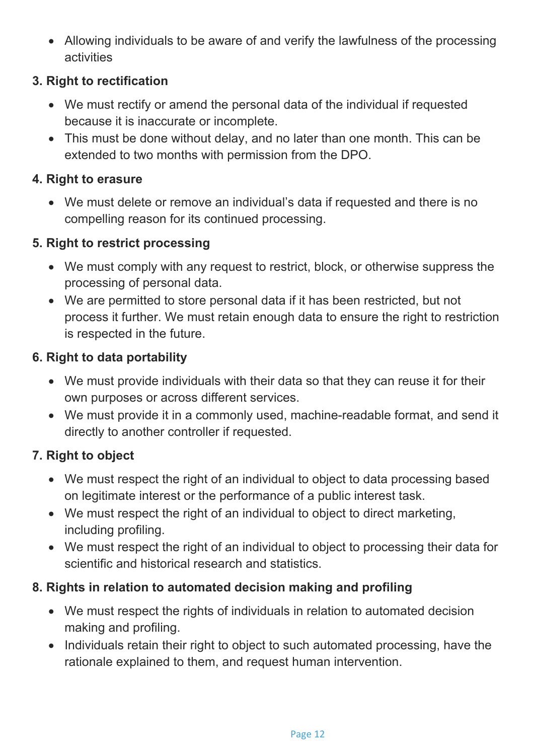- Allowing individuals to be aware of and verify the lawfulness of the processing activities

**3. Right to rectification**

- We must rectify or amend the personal data of the individual if requested because it is inaccurate or incomplete.
- This must be done without delay, and no later than one month. This can be extended to two months with permission from the DPO.

**4. Right to erasure**

- We must delete or remove an individual's data if requested and there is no compelling reason for its continued processing.

**5. Right to restrict processing**

- We must comply with any request to restrict, block, or otherwise suppress the processing of personal data.
- We are permitted to store personal data if it has been restricted, but not process it further. We must retain enough data to ensure the right to restriction is respected in the future.

**6. Right to data portability**

- We must provide individuals with their data so that they can reuse it for their own purposes or across different services.
- We must provide it in a commonly used, machine-readable format, and send it directly to another controller if requested.

**7. Right to object**

- We must respect the right of an individual to object to data processing based on legitimate interest or the performance of a public interest task.
- We must respect the right of an individual to object to direct marketing, including profiling.
- We must respect the right of an individual to object to processing their data for scientific and historical research and statistics.

**8. Rights in relation to automated decision making and profiling**

- We must respect the rights of individuals in relation to automated decision making and profiling.
- Individuals retain their right to object to such automated processing, have the rationale explained to them, and request human intervention.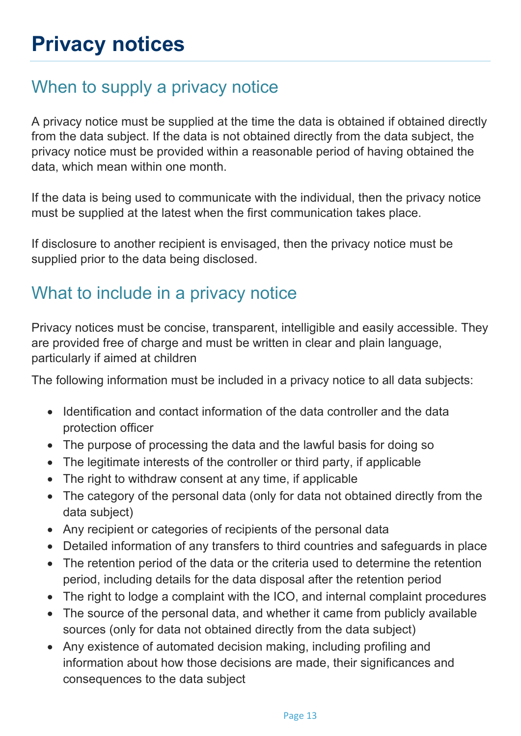# Privacy notices

## When to supply a privacy notice

A privacy notice must be supplied at the time the data is obtained if obtained directly from the data subject. If the data is not obtained directly from the data subject, the privacy notice must be provided within a reasonable period of having obtained the data, which mean within one month.

If the data is being used to communicate with the individual, then the privacy notice must be supplied at the latest when the first communication takes place.

If disclosure to another recipient is envisaged, then the privacy notice must be supplied prior to the data being disclosed.

## What to include in a privacy notice

Privacy notices must be concise, transparent, intelligible and easily accessible. They are provided free of charge and must be written in clear and plain language, particularly if aimed at children

The following information must be included in a privacy notice to all data subjects:

- Identification and contact information of the data controller and the data protection officer
- The purpose of processing the data and the lawful basis for doing so
- The legitimate interests of the controller or third party, if applicable
- The right to withdraw consent at any time, if applicable
- The category of the personal data (only for data not obtained directly from the data subject)
- Any recipient or categories of recipients of the personal data
- Detailed information of any transfers to third countries and safeguards in place
- The retention period of the data or the criteria used to determine the retention period, including details for the data disposal after the retention period
- The right to lodge a complaint with the ICO, and internal complaint procedures
- The source of the personal data, and whether it came from publicly available sources (only for data not obtained directly from the data subject)
- Any existence of automated decision making, including profiling and information about how those decisions are made, their significances and consequences to the data subject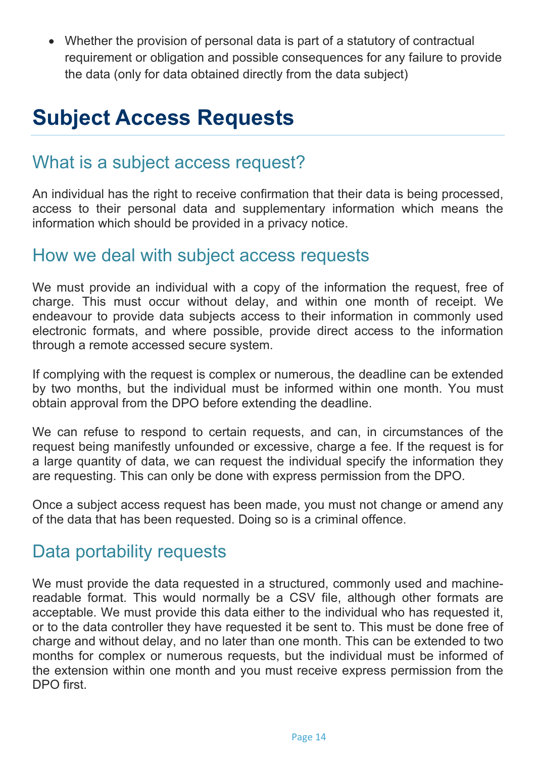- Whether the provision of personal data is part of a statutory of contractual requirement or obligation and possible consequences for any failure to provide the data (only for data obtained directly from the data subject)

# Subject Access Requests

## What is a subject access request?

An individual has the right to receive confirmation that their data is being processed, access to their personal data and supplementary information which means the information which should be provided in a privacy notice.

## How we deal with subject access requests

We must provide an individual with a copy of the information the request, free of charge. This must occur without delay, and within one month of receipt. We endeavour to provide data subjects access to their information in commonly used electronic formats, and where possible, provide direct access to the information through a remote accessed secure system.

If complying with the request is complex or numerous, the deadline can be extended by two months, but the individual must be informed within one month. You must obtain approval from the DPO before extending the deadline.

We can refuse to respond to certain requests, and can, in circumstances of the request being manifestly unfounded or excessive, charge a fee. If the request is for a large quantity of data, we can request the individual specify the information they are requesting. This can only be done with express permission from the DPO.

Once a subject access request has been made, you must not change or amend any of the data that has been requested. Doing so is a criminal offence.

## Data portability requests

We must provide the data requested in a structured, commonly used and machine-readable format. This would normally be a CSV file, although other formats are acceptable. We must provide this data either to the individual who has requested it, or to the data controller they have requested it be sent to. This must be done free of charge and without delay, and no later than one month. This can be extended to two months for complex or numerous requests, but the individual must be informed of the extension within one month and you must receive express permission from the DPO first.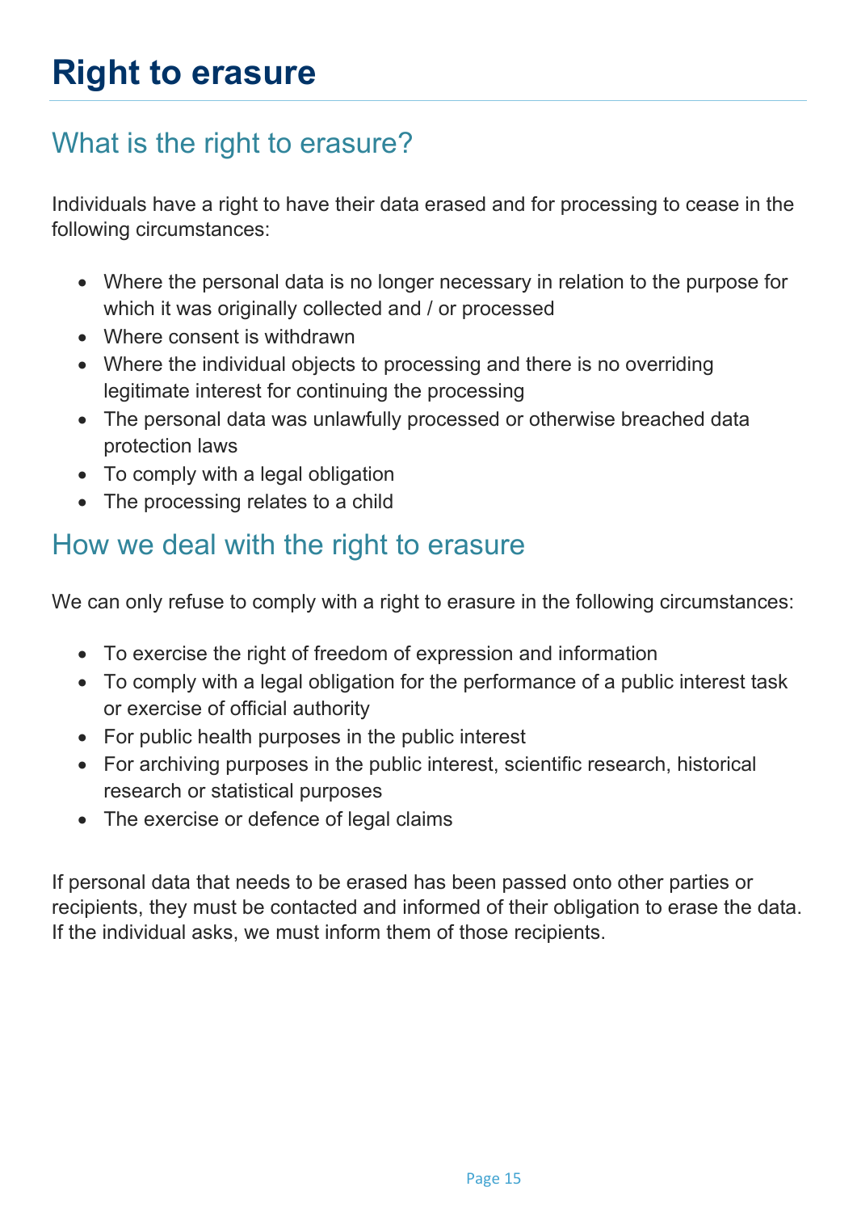# Right to erasure

## What is the right to erasure?

Individuals have a right to have their data erased and for processing to cease in the following circumstances:

- Where the personal data is no longer necessary in relation to the purpose for which it was originally collected and / or processed
- Where consent is withdrawn
- Where the individual objects to processing and there is no overriding legitimate interest for continuing the processing
- The personal data was unlawfully processed or otherwise breached data protection laws
- To comply with a legal obligation
- The processing relates to a child

## How we deal with the right to erasure

We can only refuse to comply with a right to erasure in the following circumstances:

- To exercise the right of freedom of expression and information
- To comply with a legal obligation for the performance of a public interest task or exercise of official authority
- For public health purposes in the public interest
- For archiving purposes in the public interest, scientific research, historical research or statistical purposes
- The exercise or defence of legal claims

If personal data that needs to be erased has been passed onto other parties or recipients, they must be contacted and informed of their obligation to erase the data. If the individual asks, we must inform them of those recipients.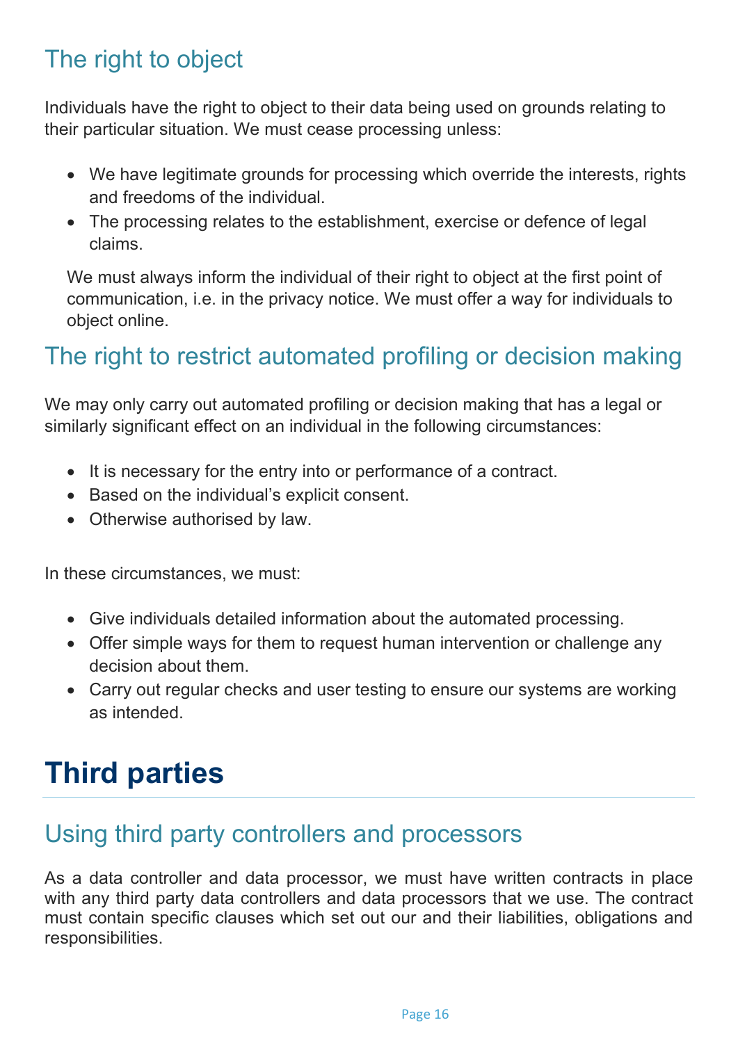## The right to object

Individuals have the right to object to their data being used on grounds relating to their particular situation. We must cease processing unless:

- We have legitimate grounds for processing which override the interests, rights and freedoms of the individual.
- The processing relates to the establishment, exercise or defence of legal claims.

We must always inform the individual of their right to object at the first point of communication, i.e. in the privacy notice. We must offer a way for individuals to object online.

## The right to restrict automated profiling or decision making

We may only carry out automated profiling or decision making that has a legal or similarly significant effect on an individual in the following circumstances:

- It is necessary for the entry into or performance of a contract.
- Based on the individual's explicit consent.
- Otherwise authorised by law.

In these circumstances, we must:

- Give individuals detailed information about the automated processing.
- Offer simple ways for them to request human intervention or challenge any decision about them.
- Carry out regular checks and user testing to ensure our systems are working as intended.

# Third parties

## Using third party controllers and processors

As a data controller and data processor, we must have written contracts in place with any third party data controllers and data processors that we use. The contract must contain specific clauses which set out our and their liabilities, obligations and responsibilities.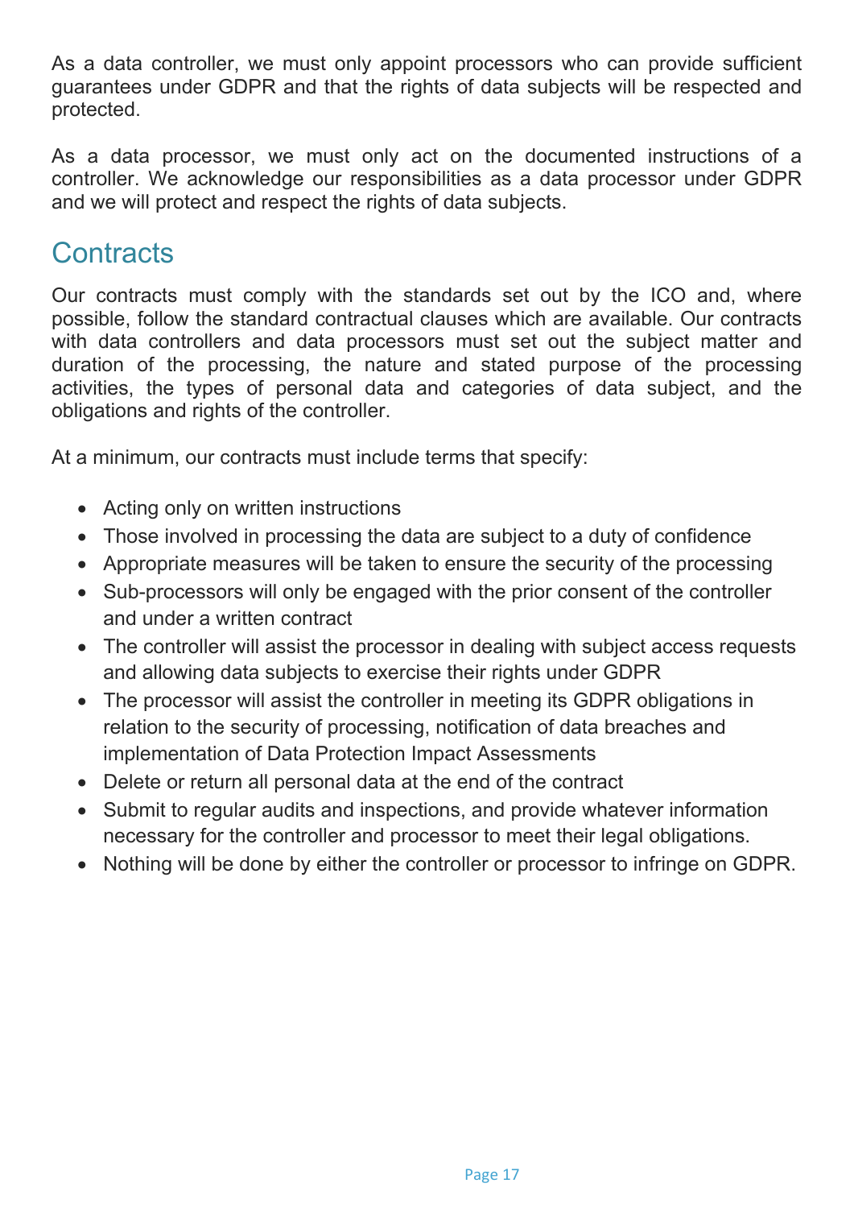As a data controller, we must only appoint processors who can provide sufficient guarantees under GDPR and that the rights of data subjects will be respected and protected.

As a data processor, we must only act on the documented instructions of a controller. We acknowledge our responsibilities as a data processor under GDPR and we will protect and respect the rights of data subjects.

## Contracts

Our contracts must comply with the standards set out by the ICO and, where possible, follow the standard contractual clauses which are available. Our contracts with data controllers and data processors must set out the subject matter and duration of the processing, the nature and stated purpose of the processing activities, the types of personal data and categories of data subject, and the obligations and rights of the controller.

At a minimum, our contracts must include terms that specify:

- Acting only on written instructions
- Those involved in processing the data are subject to a duty of confidence
- Appropriate measures will be taken to ensure the security of the processing
- Sub-processors will only be engaged with the prior consent of the controller and under a written contract
- The controller will assist the processor in dealing with subject access requests and allowing data subjects to exercise their rights under GDPR
- The processor will assist the controller in meeting its GDPR obligations in relation to the security of processing, notification of data breaches and implementation of Data Protection Impact Assessments
- Delete or return all personal data at the end of the contract
- Submit to regular audits and inspections, and provide whatever information necessary for the controller and processor to meet their legal obligations.
- Nothing will be done by either the controller or processor to infringe on GDPR.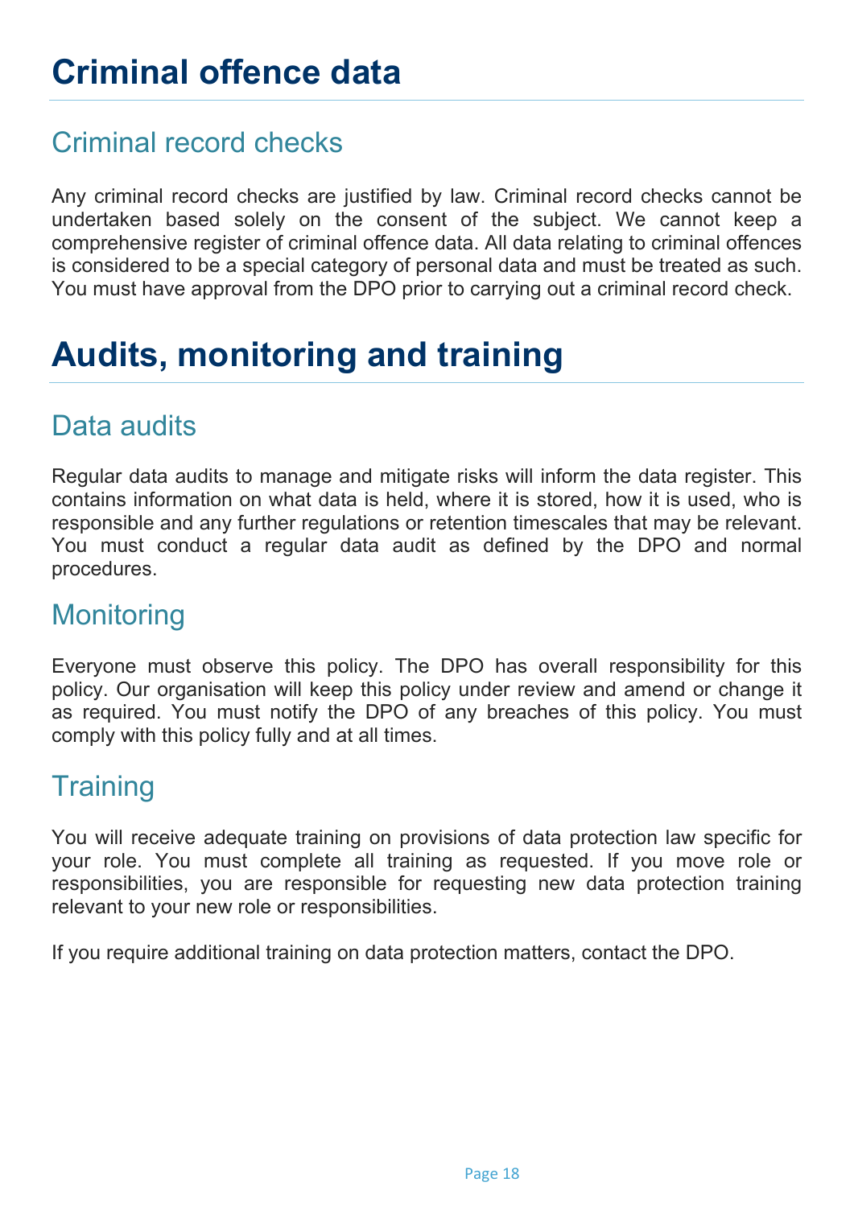# Criminal offence data

## Criminal record checks

Any criminal record checks are justified by law. Criminal record checks cannot be undertaken based solely on the consent of the subject. We cannot keep a comprehensive register of criminal offence data. All data relating to criminal offences is considered to be a special category of personal data and must be treated as such. You must have approval from the DPO prior to carrying out a criminal record check.

# Audits, monitoring and training

## Data audits

Regular data audits to manage and mitigate risks will inform the data register. This contains information on what data is held, where it is stored, how it is used, who is responsible and any further regulations or retention timescales that may be relevant. You must conduct a regular data audit as defined by the DPO and normal procedures.

## Monitoring

Everyone must observe this policy. The DPO has overall responsibility for this policy. Our organisation will keep this policy under review and amend or change it as required. You must notify the DPO of any breaches of this policy. You must comply with this policy fully and at all times.

## Training

You will receive adequate training on provisions of data protection law specific for your role. You must complete all training as requested. If you move role or responsibilities, you are responsible for requesting new data protection training relevant to your new role or responsibilities.

If you require additional training on data protection matters, contact the DPO.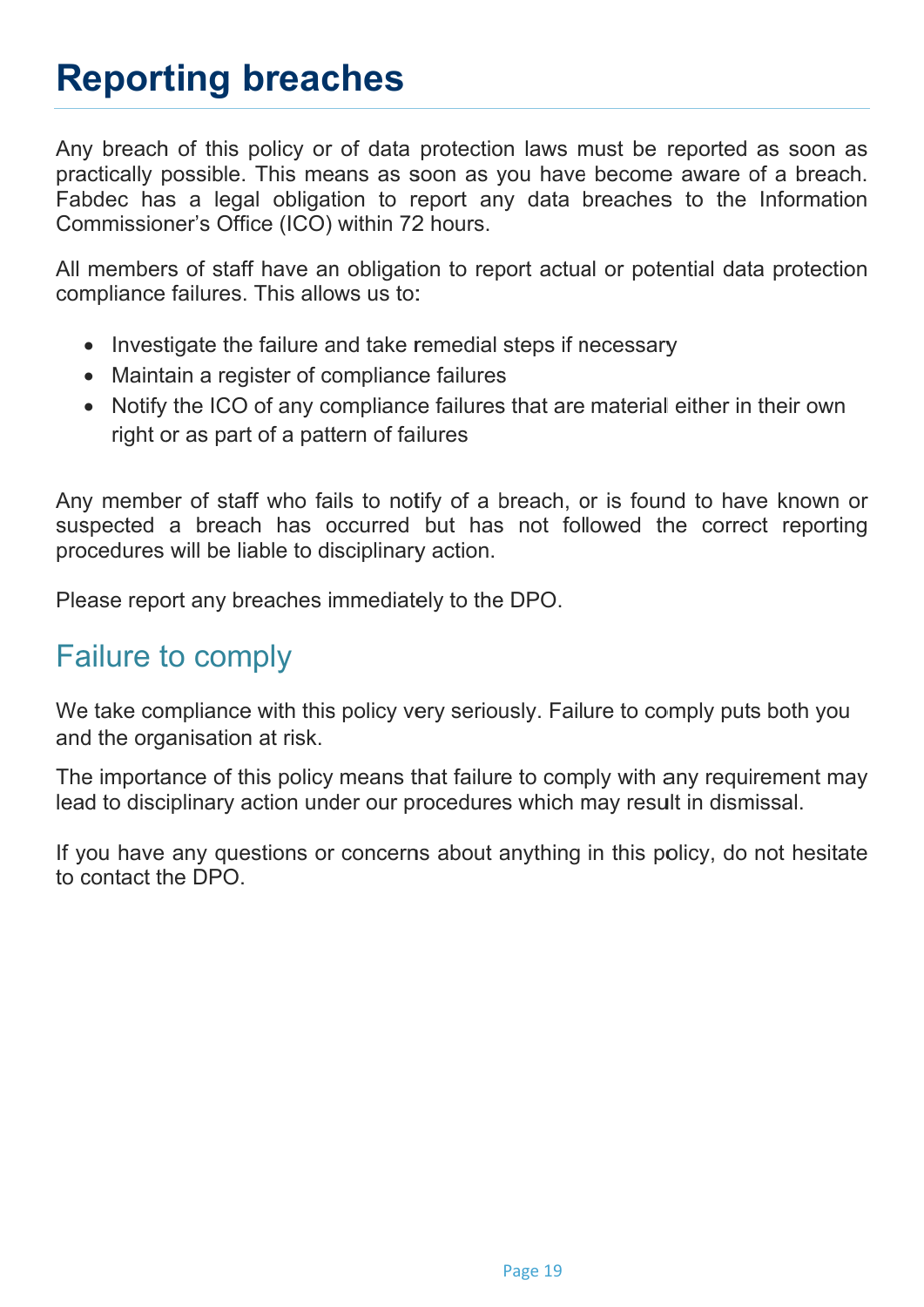# Reporting breaches

Any breach of this policy or of data protection laws must be reported as soon as practically possible. This means as soon as you have become aware of a breach. Fabdec has a legal obligation to report any data breaches to the Information Commissioner's Office (ICO) within 72 hours.

All members of staff have an obligation to report actual or potential data protection compliance failures. This allows us to:

- Investigate the failure and take remedial steps if necessary
- Maintain a register of compliance failures
- Notify the ICO of any compliance failures that are material either in their own right or as part of a pattern of failures

Any member of staff who fails to notify of a breach, or is found to have known or suspected a breach has occurred but has not followed the correct reporting procedures will be liable to disciplinary action.

Please report any breaches immediately to the DPO.

## Failure to comply

We take compliance with this policy very seriously. Failure to comply puts both you and the organisation at risk.

The importance of this policy means that failure to comply with any requirement may lead to disciplinary action under our procedures which may result in dismissal.

If you have any questions or concerns about anything in this policy, do not hesitate to contact the DPO.